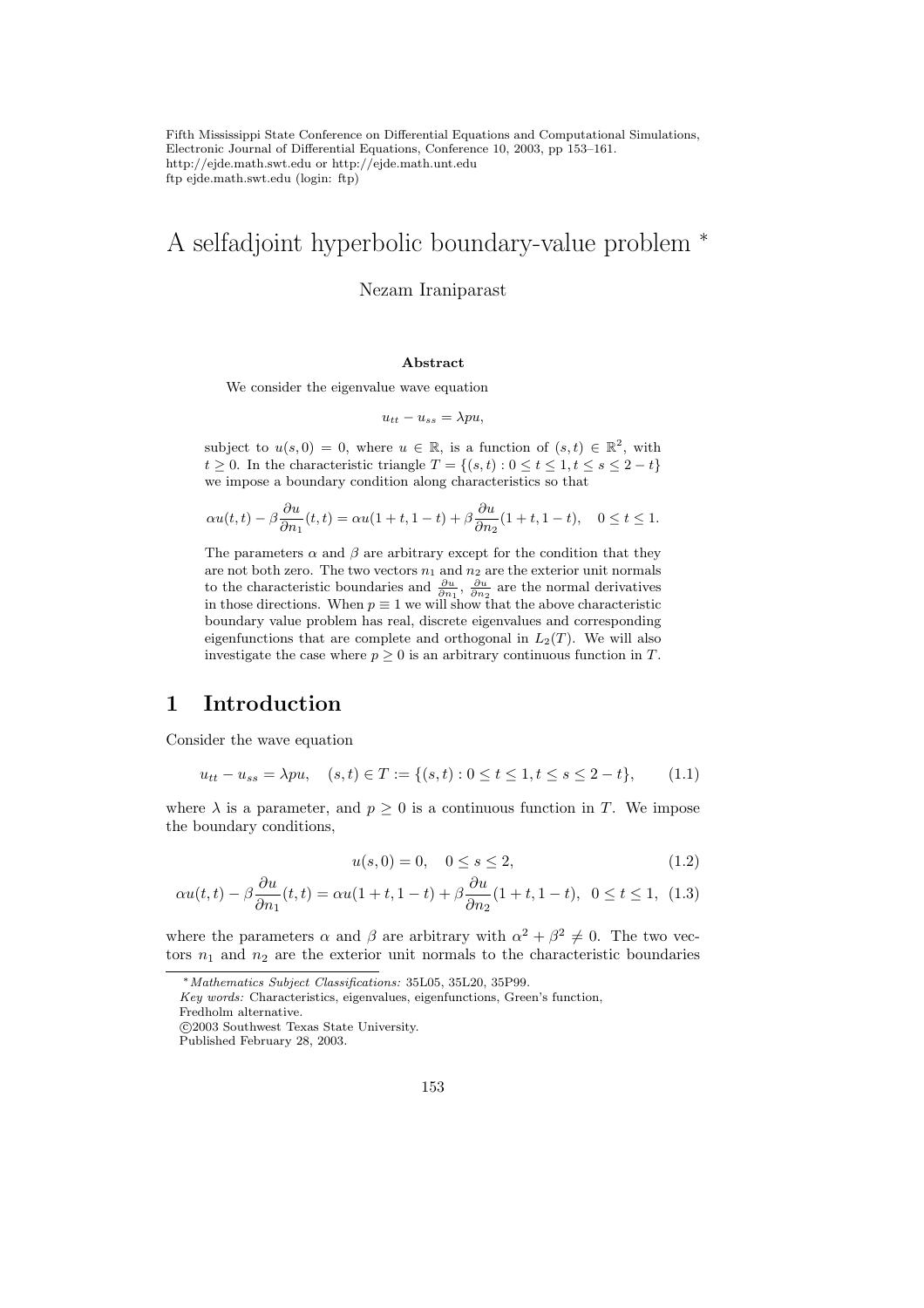# A selfadjoint hyperbolic boundary-value problem *

Nezam Iraniparast

### Abstract

We consider the eigenvalue wave equation

$$u_{tt} - u_{ss} = \lambda pu,$$

subject to $u(s, 0) = 0$, where $u \in \mathbb{R}$, is a function of $(s, t) \in \mathbb{R}^2$, with $t \geq 0$. In the characteristic triangle $T = \{(s, t) : 0 \leq t \leq 1, t \leq s \leq 2 - t\}$ we impose a boundary condition along characteristics so that

$$\alpha u(t, t) - \beta \frac{\partial u}{\partial n_1}(t, t) = \alpha u(1 + t, 1 - t) + \beta \frac{\partial u}{\partial n_2}(1 + t, 1 - t), \quad 0 \leq t \leq 1.$$

The parameters $\alpha$ and $\beta$ are arbitrary except for the condition that they are not both zero. The two vectors $n_1$ and $n_2$ are the exterior unit normals to the characteristic boundaries and $\frac{\partial u}{\partial n_1}$, $\frac{\partial u}{\partial n_2}$ are the normal derivatives in those directions. When $p \equiv 1$ we will show that the above characteristic boundary value problem has real, discrete eigenvalues and corresponding eigenfunctions that are complete and orthogonal in $L_2(T)$. We will also investigate the case where $p \geq 0$ is an arbitrary continuous function in $T$.

## 1 Introduction

Consider the wave equation

$$u_{tt} - u_{ss} = \lambda pu, \quad (s, t) \in T := \{(s, t) : 0 \leq t \leq 1, t \leq s \leq 2 - t\}, \tag{1.1}$$

where $\lambda$ is a parameter, and $p \geq 0$ is a continuous function in $T$. We impose the boundary conditions,

$$u(s, 0) = 0, \quad 0 \leq s \leq 2, \tag{1.2}$$

$$\alpha u(t, t) - \beta \frac{\partial u}{\partial n_1}(t, t) = \alpha u(1 + t, 1 - t) + \beta \frac{\partial u}{\partial n_2}(1 + t, 1 - t), \quad 0 \leq t \leq 1, \tag{1.3}$$

where the parameters $\alpha$ and $\beta$ are arbitrary with $\alpha^2 + \beta^2 \neq 0$. The two vectors $n_1$ and $n_2$ are the exterior unit normals to the characteristic boundaries

---

*Mathematics Subject Classifications:* 35L05, 35L20, 35P99.
*Key words:* Characteristics, eigenvalues, eigenfunctions, Green's function, Fredholm alternative.
©2003 Southwest Texas State University.
Published February 28, 2003.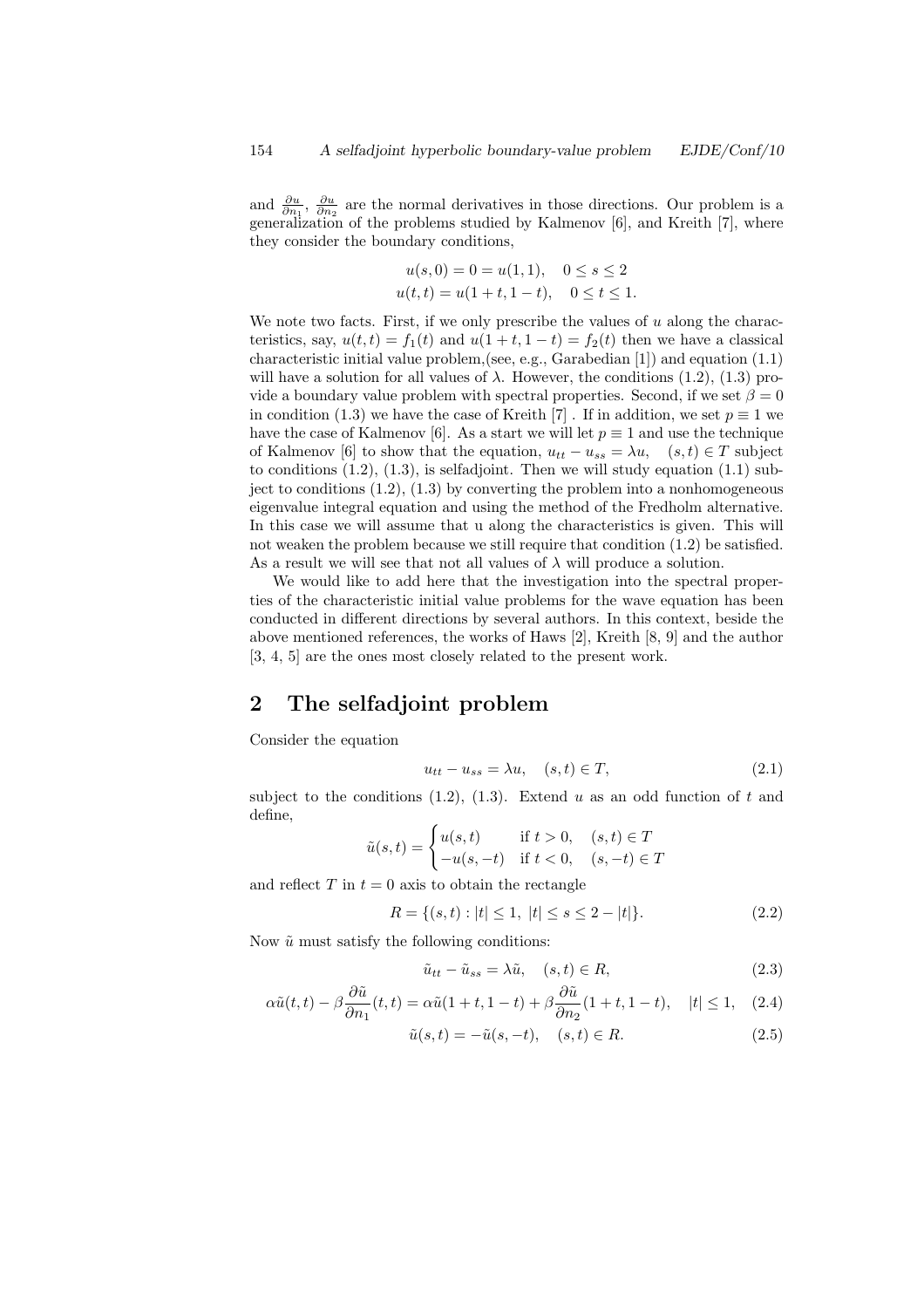and $\frac{\partial u}{\partial n_1}$, $\frac{\partial u}{\partial n_2}$ are the normal derivatives in those directions. Our problem is a generalization of the problems studied by Kalmenov [6], and Kreith [7], where they consider the boundary conditions,

$$
\begin{aligned}
u(s,0) = 0 = u(1,1), &\quad 0 \le s \le 2 \\
u(t,t) = u(1+t, 1-t), &\quad 0 \le t \le 1.
\end{aligned}
$$

We note two facts. First, if we only prescribe the values of $u$ along the characteristics, say, $u(t,t) = f_1(t)$ and $u(1+t, 1-t) = f_2(t)$ then we have a classical characteristic initial value problem,(see, e.g., Garabedian [1]) and equation (1.1) will have a solution for all values of $\lambda$. However, the conditions (1.2), (1.3) provide a boundary value problem with spectral properties. Second, if we set $\beta = 0$ in condition (1.3) we have the case of Kreith [7] . If in addition, we set $p \equiv 1$ we have the case of Kalmenov [6]. As a start we will let $p \equiv 1$ and use the technique of Kalmenov [6] to show that the equation, $u_{tt} - u_{ss} = \lambda u, \quad (s,t) \in T$ subject to conditions (1.2), (1.3), is selfadjoint. Then we will study equation (1.1) subject to conditions (1.2), (1.3) by converting the problem into a nonhomogeneous eigenvalue integral equation and using the method of the Fredholm alternative. In this case we will assume that u along the characteristics is given. This will not weaken the problem because we still require that condition (1.2) be satisfied. As a result we will see that not all values of $\lambda$ will produce a solution.

We would like to add here that the investigation into the spectral properties of the characteristic initial value problems for the wave equation has been conducted in different directions by several authors. In this context, beside the above mentioned references, the works of Haws [2], Kreith [8, 9] and the author [3, 4, 5] are the ones most closely related to the present work.

## 2 The selfadjoint problem

Consider the equation

$$
u_{tt} - u_{ss} = \lambda u, \quad (s,t) \in T, \tag{2.1}
$$

subject to the conditions (1.2), (1.3). Extend $u$ as an odd function of $t$ and define,

$$
\tilde{u}(s,t) = \begin{cases} u(s,t) & \text{if } t > 0, \quad (s,t) \in T \\ -u(s,-t) & \text{if } t < 0, \quad (s,-t) \in T \end{cases}
$$

and reflect $T$ in $t = 0$ axis to obtain the rectangle

$$
R = \{(s,t) : |t| \le 1,\ |t| \le s \le 2 - |t|\}. \tag{2.2}
$$

Now $\tilde{u}$ must satisfy the following conditions:

$$
\tilde{u}_{tt} - \tilde{u}_{ss} = \lambda \tilde{u}, \quad (s,t) \in R, \tag{2.3}
$$

$$
\alpha \tilde{u}(t,t) - \beta \frac{\partial \tilde{u}}{\partial n_1}(t,t) = \alpha \tilde{u}(1+t, 1-t) + \beta \frac{\partial \tilde{u}}{\partial n_2}(1+t, 1-t), \quad |t| \le 1, \tag{2.4}
$$

$$
\tilde{u}(s,t) = -\tilde{u}(s,-t), \quad (s,t) \in R. \tag{2.5}
$$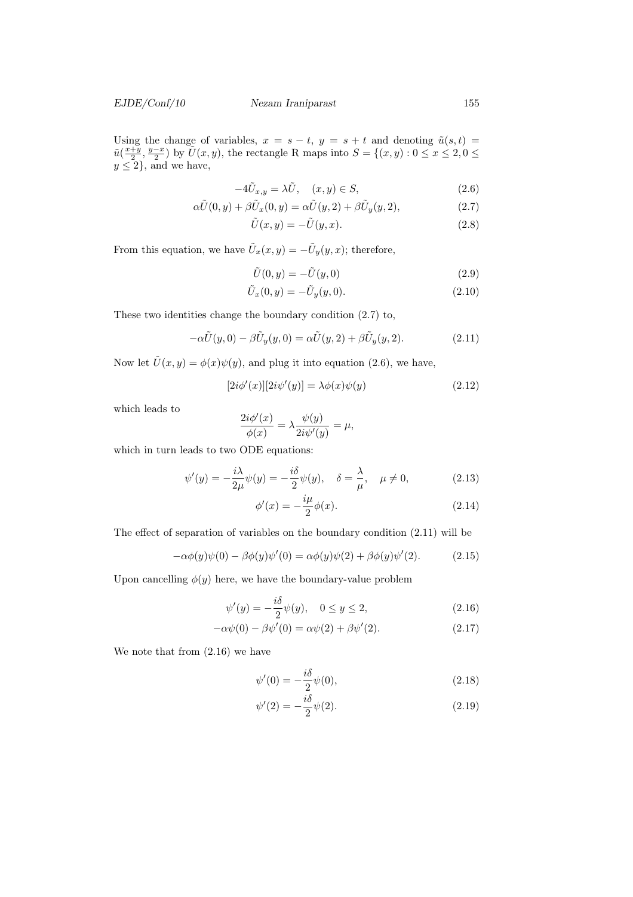Using the change of variables, $x = s - t$, $y = s + t$ and denoting $\tilde{u}(s,t) = \tilde{u}(\frac{x+y}{2}, \frac{y-x}{2})$ by $\tilde{U}(x,y)$, the rectangle R maps into $S = \{(x,y) : 0 \le x \le 2, 0 \le y \le 2\}$, and we have,

$$-4\tilde{U}_{x,y} = \lambda \tilde{U}, \quad (x,y) \in S, \tag{2.6}$$

$$\alpha \tilde{U}(0,y) + \beta \tilde{U}_x(0,y) = \alpha \tilde{U}(y,2) + \beta \tilde{U}_y(y,2), \tag{2.7}$$

$$\tilde{U}(x,y) = -\tilde{U}(y,x). \tag{2.8}$$

From this equation, we have $\tilde{U}_x(x,y) = -\tilde{U}_y(y,x)$; therefore,

$$\tilde{U}(0,y) = -\tilde{U}(y,0) \tag{2.9}$$

$$\tilde{U}_x(0,y) = -\tilde{U}_y(y,0). \tag{2.10}$$

These two identities change the boundary condition (2.7) to,

$$-\alpha \tilde{U}(y,0) - \beta \tilde{U}_y(y,0) = \alpha \tilde{U}(y,2) + \beta \tilde{U}_y(y,2). \tag{2.11}$$

Now let $\tilde{U}(x,y) = \phi(x)\psi(y)$, and plug it into equation (2.6), we have,

$$[2i\phi'(x)][2i\psi'(y)] = \lambda \phi(x)\psi(y) \tag{2.12}$$

which leads to

$$\frac{2i\phi'(x)}{\phi(x)} = \lambda \frac{\psi(y)}{2i\psi'(y)} = \mu,$$

which in turn leads to two ODE equations:

$$\psi'(y) = -\frac{i\lambda}{2\mu}\psi(y) = -\frac{i\delta}{2}\psi(y), \quad \delta = \frac{\lambda}{\mu}, \quad \mu \neq 0, \tag{2.13}$$

$$\phi'(x) = -\frac{i\mu}{2}\phi(x). \tag{2.14}$$

The effect of separation of variables on the boundary condition (2.11) will be

$$-\alpha\phi(y)\psi(0) - \beta\phi(y)\psi'(0) = \alpha\phi(y)\psi(2) + \beta\phi(y)\psi'(2). \tag{2.15}$$

Upon cancelling $\phi(y)$ here, we have the boundary-value problem

$$\psi'(y) = -\frac{i\delta}{2}\psi(y), \quad 0 \le y \le 2, \tag{2.16}$$

$$-\alpha\psi(0) - \beta\psi'(0) = \alpha\psi(2) + \beta\psi'(2). \tag{2.17}$$

We note that from (2.16) we have

$$\psi'(0) = -\frac{i\delta}{2}\psi(0), \tag{2.18}$$

$$\psi'(2) = -\frac{i\delta}{2}\psi(2). \tag{2.19}$$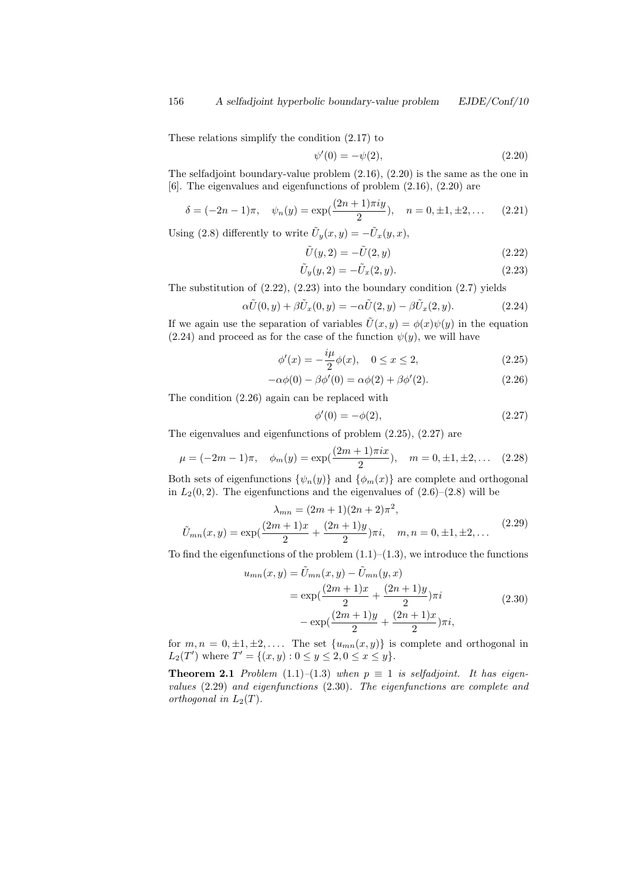These relations simplify the condition (2.17) to

$$\psi'(0) = -\psi(2), \tag{2.20}$$

The selfadjoint boundary-value problem (2.16), (2.20) is the same as the one in [6]. The eigenvalues and eigenfunctions of problem (2.16), (2.20) are

$$\delta = (-2n-1)\pi, \quad \psi_n(y) = \exp(\frac{(2n+1)\pi i y}{2}), \quad n = 0, \pm 1, \pm 2, \dots \tag{2.21}$$

Using (2.8) differently to write $\tilde{U}_y(x,y) = -\tilde{U}_x(y,x)$,

$$\tilde{U}(y,2) = -\tilde{U}(2,y) \tag{2.22}$$

$$\tilde{U}_y(y,2) = -\tilde{U}_x(2,y). \tag{2.23}$$

The substitution of (2.22), (2.23) into the boundary condition (2.7) yields

$$\alpha\tilde{U}(0,y) + \beta\tilde{U}_x(0,y) = -\alpha\tilde{U}(2,y) - \beta\tilde{U}_x(2,y). \tag{2.24}$$

If we again use the separation of variables $\tilde{U}(x,y) = \phi(x)\psi(y)$ in the equation (2.24) and proceed as for the case of the function $\psi(y)$, we will have

$$\phi'(x) = -\frac{i\mu}{2}\phi(x), \quad 0 \le x \le 2, \tag{2.25}$$

$$-\alpha\phi(0) - \beta\phi'(0) = \alpha\phi(2) + \beta\phi'(2). \tag{2.26}$$

The condition (2.26) again can be replaced with

$$\phi'(0) = -\phi(2), \tag{2.27}$$

The eigenvalues and eigenfunctions of problem (2.25), (2.27) are

$$\mu = (-2m-1)\pi, \quad \phi_m(y) = \exp(\frac{(2m+1)\pi i x}{2}), \quad m = 0, \pm 1, \pm 2, \dots \tag{2.28}$$

Both sets of eigenfunctions $\{\psi_n(y)\}$ and $\{\phi_m(x)\}$ are complete and orthogonal in $L_2(0,2)$. The eigenfunctions and the eigenvalues of (2.6)–(2.8) will be

$$\begin{gathered} \lambda_{mn} = (2m+1)(2n+2)\pi^2, \\ \tilde{U}_{mn}(x,y) = \exp(\frac{(2m+1)x}{2} + \frac{(2n+1)y}{2})\pi i, \quad m,n = 0, \pm 1, \pm 2, \dots \end{gathered} \tag{2.29}$$

To find the eigenfunctions of the problem (1.1)–(1.3), we introduce the functions

$$\begin{aligned} u_{mn}(x,y) &= \tilde{U}_{mn}(x,y) - \tilde{U}_{mn}(y,x) \\ &= \exp(\frac{(2m+1)x}{2} + \frac{(2n+1)y}{2})\pi i \\ &\quad - \exp(\frac{(2m+1)y}{2} + \frac{(2n+1)x}{2})\pi i, \end{aligned} \tag{2.30}$$

for $m,n = 0, \pm 1, \pm 2, \dots$. The set $\{u_{mn}(x,y)\}$ is complete and orthogonal in $L_2(T')$ where $T' = \{(x,y) : 0 \le y \le 2, 0 \le x \le y\}$.

**Theorem 2.1** *Problem (1.1)–(1.3) when $p \equiv 1$ is selfadjoint. It has eigenvalues (2.29) and eigenfunctions (2.30). The eigenfunctions are complete and orthogonal in $L_2(T)$.*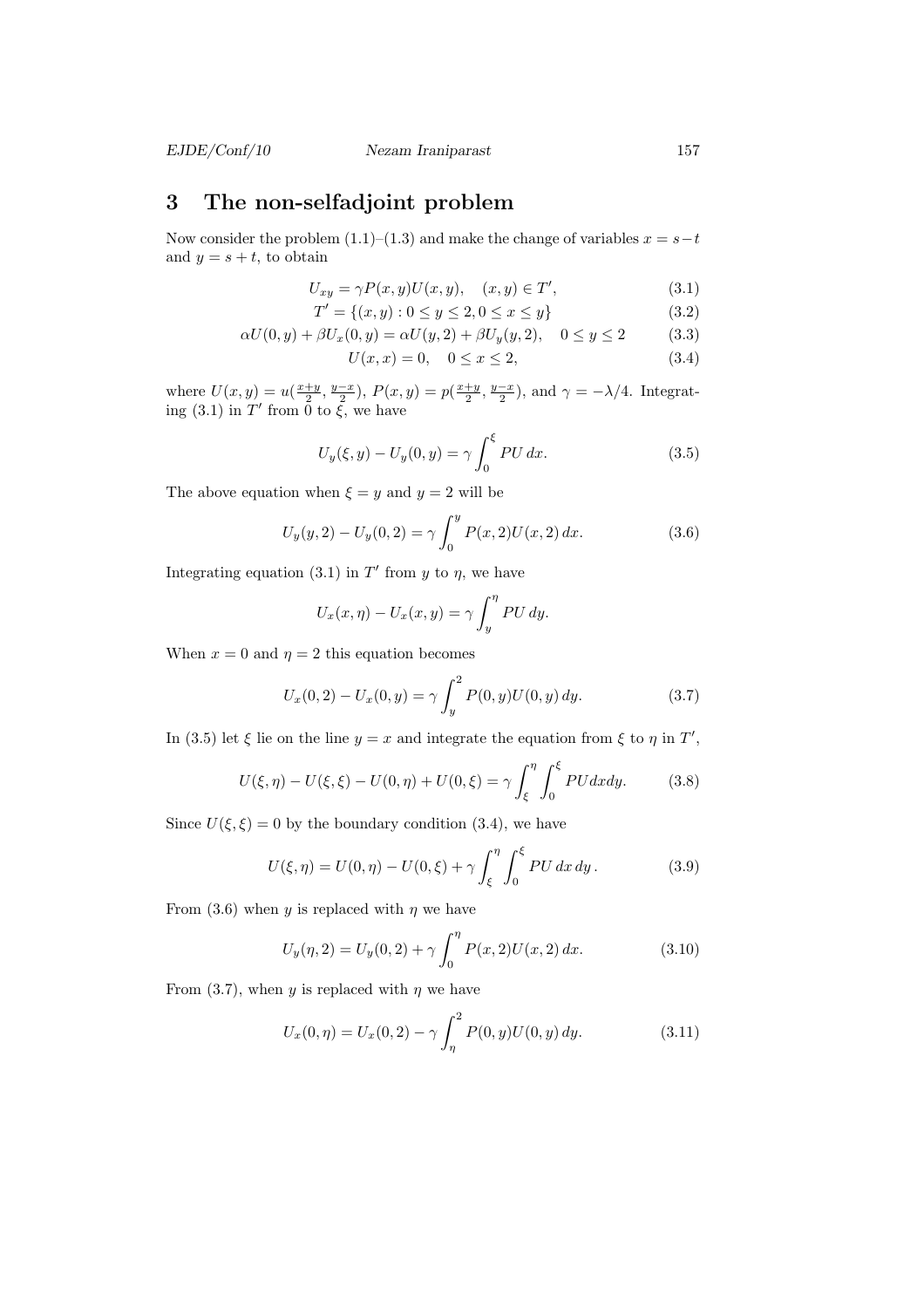## 3 The non-selfadjoint problem

Now consider the problem (1.1)–(1.3) and make the change of variables $x = s-t$ and $y = s+t$, to obtain

$$U_{xy} = \gamma P(x,y)U(x,y), \quad (x,y) \in T', \tag{3.1}$$

$$T' = \{(x,y) : 0 \le y \le 2, 0 \le x \le y\} \tag{3.2}$$

$$\alpha U(0,y) + \beta U_x(0,y) = \alpha U(y,2) + \beta U_y(y,2), \quad 0 \le y \le 2 \tag{3.3}$$

$$U(x,x) = 0, \quad 0 \le x \le 2, \tag{3.4}$$

where $U(x,y) = u(\frac{x+y}{2}, \frac{y-x}{2})$, $P(x,y) = p(\frac{x+y}{2}, \frac{y-x}{2})$, and $\gamma = -\lambda/4$. Integrating (3.1) in $T'$ from 0 to $\xi$, we have

$$U_y(\xi,y) - U_y(0,y) = \gamma \int_0^\xi PU \, dx. \tag{3.5}$$

The above equation when $\xi = y$ and $y = 2$ will be

$$U_y(y,2) - U_y(0,2) = \gamma \int_0^y P(x,2)U(x,2) \, dx. \tag{3.6}$$

Integrating equation (3.1) in $T'$ from $y$ to $\eta$, we have

$$U_x(x,\eta) - U_x(x,y) = \gamma \int_y^\eta PU \, dy.$$

When $x = 0$ and $\eta = 2$ this equation becomes

$$U_x(0,2) - U_x(0,y) = \gamma \int_y^2 P(0,y)U(0,y) \, dy. \tag{3.7}$$

In (3.5) let $\xi$ lie on the line $y = x$ and integrate the equation from $\xi$ to $\eta$ in $T'$,

$$U(\xi,\eta) - U(\xi,\xi) - U(0,\eta) + U(0,\xi) = \gamma \int_\xi^\eta \int_0^\xi PU dx dy. \tag{3.8}$$

Since $U(\xi,\xi) = 0$ by the boundary condition (3.4), we have

$$U(\xi,\eta) = U(0,\eta) - U(0,\xi) + \gamma \int_\xi^\eta \int_0^\xi PU \, dx \, dy \, . \tag{3.9}$$

From (3.6) when $y$ is replaced with $\eta$ we have

$$U_y(\eta,2) = U_y(0,2) + \gamma \int_0^\eta P(x,2)U(x,2) \, dx. \tag{3.10}$$

From (3.7), when $y$ is replaced with $\eta$ we have

$$U_x(0,\eta) = U_x(0,2) - \gamma \int_\eta^2 P(0,y)U(0,y) \, dy. \tag{3.11}$$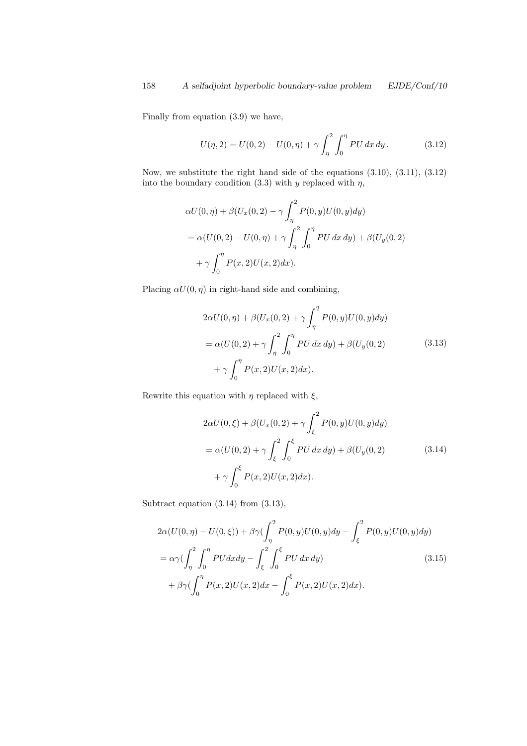Finally from equation (3.9) we have,

$$U(\eta, 2) = U(0,2) - U(0,\eta) + \gamma \int_{\eta}^{2} \int_{0}^{\eta} PU \, dx \, dy \,. \tag{3.12}$$

Now, we substitute the right hand side of the equations (3.10), (3.11), (3.12) into the boundary condition (3.3) with $y$ replaced with $\eta$,

$$\begin{aligned}
&\alpha U(0,\eta) + \beta(U_x(0,2) - \gamma \int_{\eta}^{2} P(0,y)U(0,y)dy) \\
&= \alpha(U(0,2) - U(0,\eta) + \gamma \int_{\eta}^{2} \int_{0}^{\eta} PU \, dx \, dy) + \beta(U_y(0,2) \\
&\quad + \gamma \int_{0}^{\eta} P(x,2)U(x,2)dx).
\end{aligned}$$

Placing $\alpha U(0,\eta)$ in right-hand side and combining,

$$\begin{aligned}
&2\alpha U(0,\eta) + \beta(U_x(0,2) + \gamma \int_{\eta}^{2} P(0,y)U(0,y)dy) \\
&= \alpha(U(0,2) + \gamma \int_{\eta}^{2} \int_{0}^{\eta} PU \, dx \, dy) + \beta(U_y(0,2) \\
&\quad + \gamma \int_{0}^{\eta} P(x,2)U(x,2)dx).
\end{aligned} \tag{3.13}$$

Rewrite this equation with $\eta$ replaced with $\xi$,

$$\begin{aligned}
&2\alpha U(0,\xi) + \beta(U_x(0,2) + \gamma \int_{\xi}^{2} P(0,y)U(0,y)dy) \\
&= \alpha(U(0,2) + \gamma \int_{\xi}^{2} \int_{0}^{\xi} PU \, dx \, dy) + \beta(U_y(0,2) \\
&\quad + \gamma \int_{0}^{\xi} P(x,2)U(x,2)dx).
\end{aligned} \tag{3.14}$$

Subtract equation (3.14) from (3.13),

$$\begin{aligned}
&2\alpha(U(0,\eta) - U(0,\xi)) + \beta\gamma(\int_{\eta}^{2} P(0,y)U(0,y)dy - \int_{\xi}^{2} P(0,y)U(0,y)dy) \\
&= \alpha\gamma(\int_{\eta}^{2} \int_{0}^{\eta} PU dx dy - \int_{\xi}^{2} \int_{0}^{\xi} PU \, dx \, dy) \\
&\quad + \beta\gamma(\int_{0}^{\eta} P(x,2)U(x,2)dx - \int_{0}^{\xi} P(x,2)U(x,2)dx).
\end{aligned} \tag{3.15}$$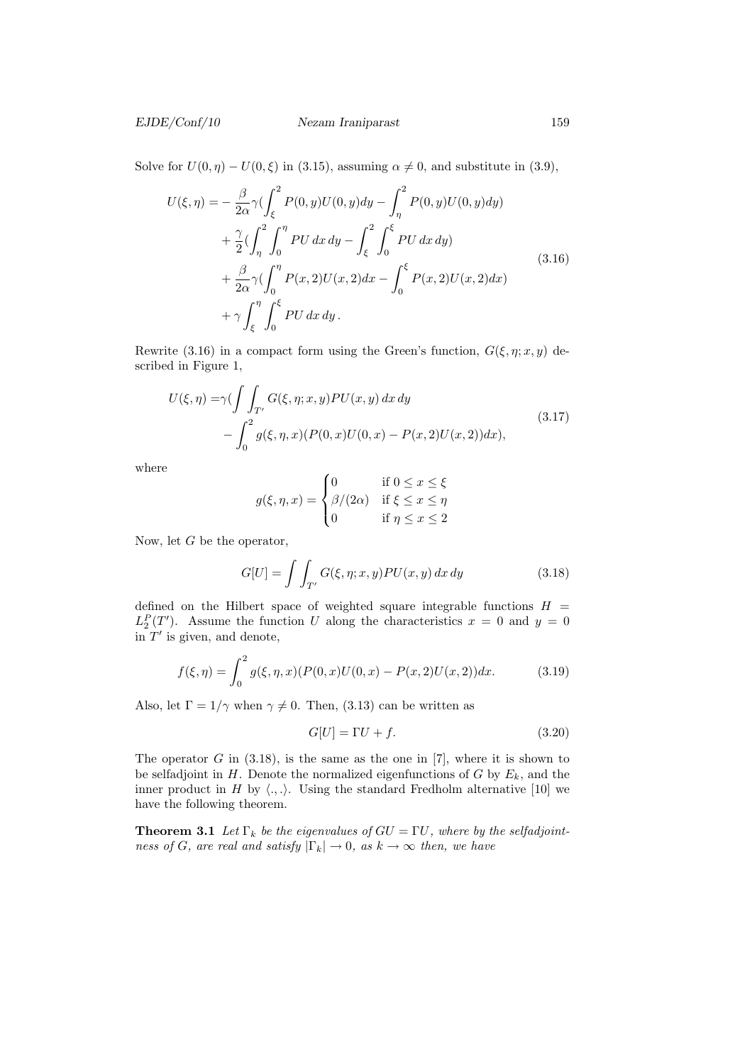Solve for $U(0,\eta) - U(0,\xi)$ in (3.15), assuming $\alpha \neq 0$, and substitute in (3.9),

$$
\begin{aligned}
U(\xi,\eta) = &-\frac{\beta}{2\alpha}\gamma(\int_{\xi}^{2} P(0,y)U(0,y)dy - \int_{\eta}^{2} P(0,y)U(0,y)dy) \\
&+ \frac{\gamma}{2}(\int_{\eta}^{2}\int_{0}^{\eta} PU\,dx\,dy - \int_{\xi}^{2}\int_{0}^{\xi} PU\,dx\,dy) \\
&+ \frac{\beta}{2\alpha}\gamma(\int_{0}^{\eta} P(x,2)U(x,2)dx - \int_{0}^{\xi} P(x,2)U(x,2)dx) \\
&+ \gamma\int_{\xi}^{\eta}\int_{0}^{\xi} PU\,dx\,dy\,.
\end{aligned} \tag{3.16}
$$

Rewrite (3.16) in a compact form using the Green's function, $G(\xi,\eta;x,y)$ described in Figure 1,

$$
\begin{aligned}
U(\xi,\eta) =&\gamma(\int\int_{T'} G(\xi,\eta;x,y)PU(x,y)\,dx\,dy \\
&- \int_{0}^{2} g(\xi,\eta,x)(P(0,x)U(0,x) - P(x,2)U(x,2))dx),
\end{aligned} \tag{3.17}
$$

where

$$
g(\xi,\eta,x) = \begin{cases} 0 & \text{if } 0 \leq x \leq \xi \\ \beta/(2\alpha) & \text{if } \xi \leq x \leq \eta \\ 0 & \text{if } \eta \leq x \leq 2 \end{cases}
$$

Now, let $G$ be the operator,

$$
G[U] = \int\int_{T'} G(\xi,\eta;x,y)PU(x,y)\,dx\,dy \tag{3.18}
$$

defined on the Hilbert space of weighted square integrable functions $H = L_2^P(T')$. Assume the function $U$ along the characteristics $x = 0$ and $y = 0$ in $T'$ is given, and denote,

$$
f(\xi,\eta) = \int_{0}^{2} g(\xi,\eta,x)(P(0,x)U(0,x) - P(x,2)U(x,2))dx. \tag{3.19}
$$

Also, let $\Gamma = 1/\gamma$ when $\gamma \neq 0$. Then, (3.13) can be written as

$$
G[U] = \Gamma U + f. \tag{3.20}
$$

The operator $G$ in (3.18), is the same as the one in [7], where it is shown to be selfadjoint in $H$. Denote the normalized eigenfunctions of $G$ by $E_k$, and the inner product in $H$ by $\langle .,. \rangle$. Using the standard Fredholm alternative [10] we have the following theorem.

**Theorem 3.1** *Let $\Gamma_k$ be the eigenvalues of $GU = \Gamma U$, where by the selfadjointness of $G$, are real and satisfy $|\Gamma_k| \to 0$, as $k \to \infty$ then, we have*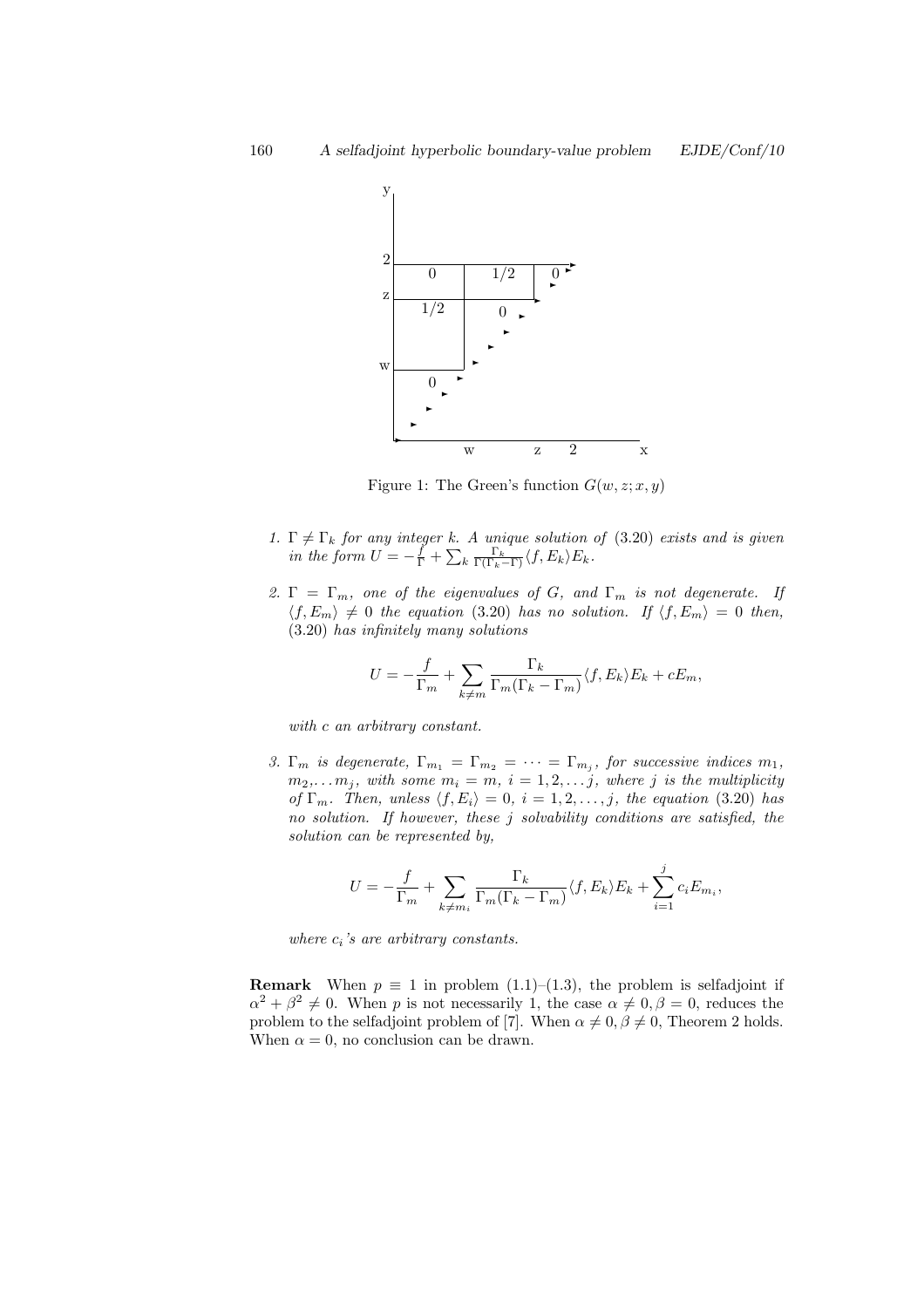Figure 1: The Green's function $G(w, z; x, y)$

1. *$\Gamma \neq \Gamma_k$ for any integer $k$. A unique solution of* (3.20) *exists and is given in the form* $U = -\frac{f}{\Gamma} + \sum_k \frac{\Gamma_k}{\Gamma(\Gamma_k - \Gamma)} \langle f, E_k \rangle E_k$.

2. *$\Gamma = \Gamma_m$, one of the eigenvalues of $G$, and $\Gamma_m$ is not degenerate. If $\langle f, E_m \rangle \neq 0$ the equation* (3.20) *has no solution. If $\langle f, E_m \rangle = 0$ then,* (3.20) *has infinitely many solutions*

$$U = -\frac{f}{\Gamma_m} + \sum_{k \neq m} \frac{\Gamma_k}{\Gamma_m(\Gamma_k - \Gamma_m)} \langle f, E_k \rangle E_k + cE_m,$$

*with $c$ an arbitrary constant.*

3. *$\Gamma_m$ is degenerate, $\Gamma_{m_1} = \Gamma_{m_2} = \cdots = \Gamma_{m_j}$, for successive indices $m_1$, $m_2, \ldots m_j$, with some $m_i = m$, $i = 1, 2, \ldots j$, where $j$ is the multiplicity of $\Gamma_m$. Then, unless $\langle f, E_i \rangle = 0$, $i = 1, 2, \ldots, j$, the equation* (3.20) *has no solution. If however, these $j$ solvability conditions are satisfied, the solution can be represented by,*

$$U = -\frac{f}{\Gamma_m} + \sum_{k \neq m_i} \frac{\Gamma_k}{\Gamma_m(\Gamma_k - \Gamma_m)} \langle f, E_k \rangle E_k + \sum_{i=1}^{j} c_i E_{m_i},$$

*where $c_i$'s are arbitrary constants.*

**Remark** When $p \equiv 1$ in problem (1.1)–(1.3), the problem is selfadjoint if $\alpha^2 + \beta^2 \neq 0$. When $p$ is not necessarily 1, the case $\alpha \neq 0, \beta = 0$, reduces the problem to the selfadjoint problem of [7]. When $\alpha \neq 0, \beta \neq 0$, Theorem 2 holds. When $\alpha = 0$, no conclusion can be drawn.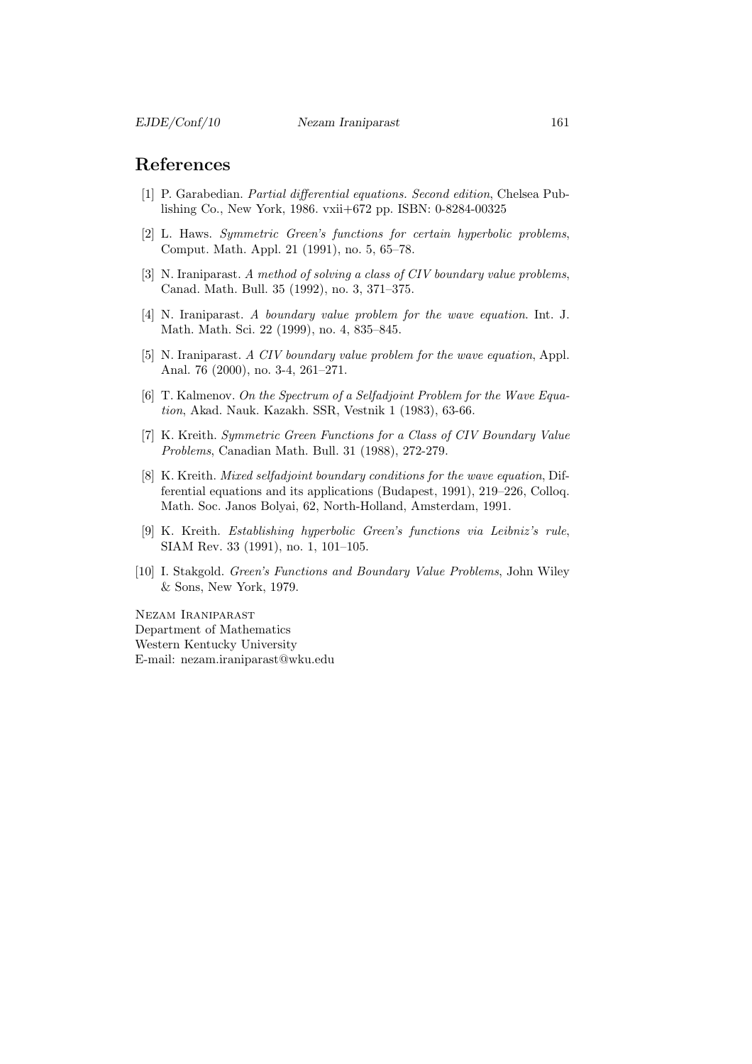## References

[1] P. Garabedian. *Partial differential equations. Second edition*, Chelsea Publishing Co., New York, 1986. vxii+672 pp. ISBN: 0-8284-00325

[2] L. Haws. *Symmetric Green's functions for certain hyperbolic problems*, Comput. Math. Appl. 21 (1991), no. 5, 65–78.

[3] N. Iraniparast. *A method of solving a class of CIV boundary value problems*, Canad. Math. Bull. 35 (1992), no. 3, 371–375.

[4] N. Iraniparast. *A boundary value problem for the wave equation*. Int. J. Math. Math. Sci. 22 (1999), no. 4, 835–845.

[5] N. Iraniparast. *A CIV boundary value problem for the wave equation*, Appl. Anal. 76 (2000), no. 3-4, 261–271.

[6] T. Kalmenov. *On the Spectrum of a Selfadjoint Problem for the Wave Equation*, Akad. Nauk. Kazakh. SSR, Vestnik 1 (1983), 63-66.

[7] K. Kreith. *Symmetric Green Functions for a Class of CIV Boundary Value Problems*, Canadian Math. Bull. 31 (1988), 272-279.

[8] K. Kreith. *Mixed selfadjoint boundary conditions for the wave equation*, Differential equations and its applications (Budapest, 1991), 219–226, Colloq. Math. Soc. Janos Bolyai, 62, North-Holland, Amsterdam, 1991.

[9] K. Kreith. *Establishing hyperbolic Green's functions via Leibniz's rule*, SIAM Rev. 33 (1991), no. 1, 101–105.

[10] I. Stakgold. *Green's Functions and Boundary Value Problems*, John Wiley & Sons, New York, 1979.

Nezam Iraniparast  
Department of Mathematics  
Western Kentucky University  
E-mail: nezam.iraniparast@wku.edu